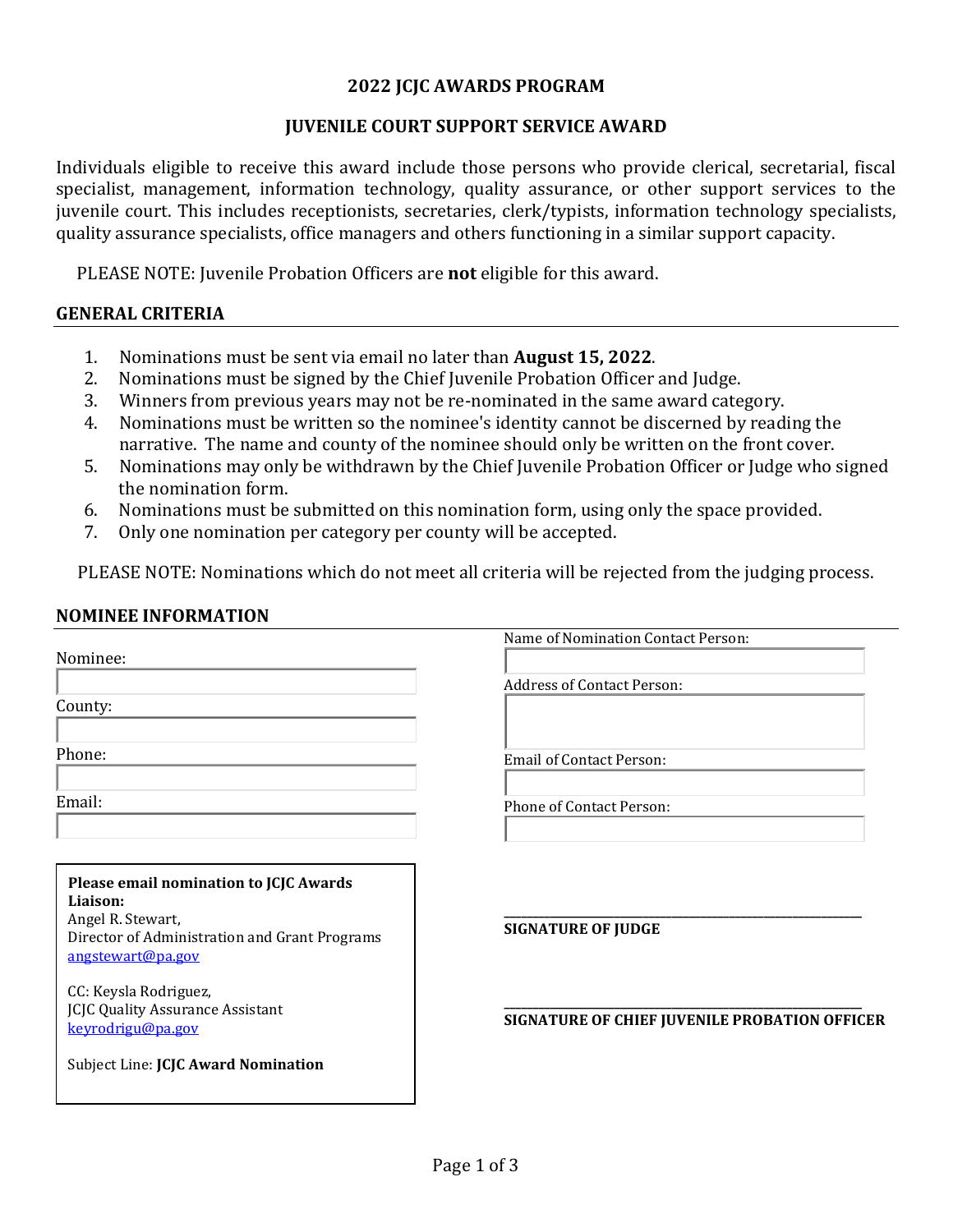# 2022 JCJC AWARDS PROGRAM

## JUVENILE COURT SUPPORT SERVICE AWARD

Individuals eligible to receive this award include those persons who provide clerical, secretarial, fiscal specialist, management, information technology, quality assurance, or other support services to the juvenile court. This includes receptionists, secretaries, clerk/typists, information technology specialists, quality assurance specialists, office managers and others functioning in a similar support capacity.

PLEASE NOTE: Juvenile Probation Officers are **not** eligible for this award.

## GENERAL CRITERIA

1. Nominations must be sent via email no later than **August 15, 2022**.
2. Nominations must be signed by the Chief Juvenile Probation Officer and Judge.
3. Winners from previous years may not be re-nominated in the same award category.
4. Nominations must be written so the nominee's identity cannot be discerned by reading the narrative. The name and county of the nominee should only be written on the front cover.
5. Nominations may only be withdrawn by the Chief Juvenile Probation Officer or Judge who signed the nomination form.
6. Nominations must be submitted on this nomination form, using only the space provided.
7. Only one nomination per category per county will be accepted.

PLEASE NOTE: Nominations which do not meet all criteria will be rejected from the judging process.

## NOMINEE INFORMATION

Nominee:

County:

Phone:

Email:

Name of Nomination Contact Person:

Address of Contact Person:

Email of Contact Person:

Phone of Contact Person:

**Please email nomination to JCJC Awards Liaison:**
Angel R. Stewart,
Director of Administration and Grant Programs
angstewart@pa.gov

CC: Keysla Rodriguez,
JCJC Quality Assurance Assistant
keyrodrigu@pa.gov

Subject Line: **JCJC Award Nomination**

\_\_\_\_\_\_\_\_\_\_\_\_\_\_\_\_\_\_\_\_\_\_\_\_\_\_\_\_\_\_\_\_\_\_\_\_\_\_\_\_
**SIGNATURE OF JUDGE**

\_\_\_\_\_\_\_\_\_\_\_\_\_\_\_\_\_\_\_\_\_\_\_\_\_\_\_\_\_\_\_\_\_\_\_\_\_\_\_\_
**SIGNATURE OF CHIEF JUVENILE PROBATION OFFICER**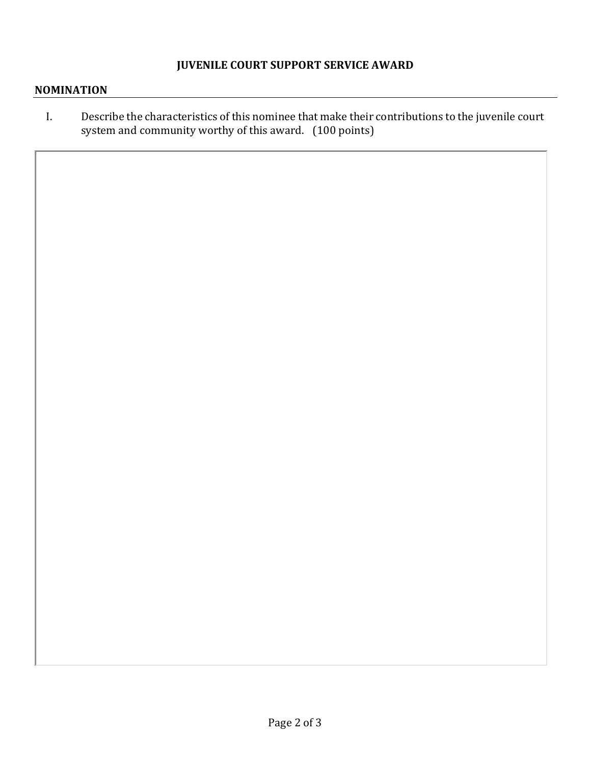## JUVENILE COURT SUPPORT SERVICE AWARD

**NOMINATION**

I. Describe the characteristics of this nominee that make their contributions to the juvenile court system and community worthy of this award. (100 points)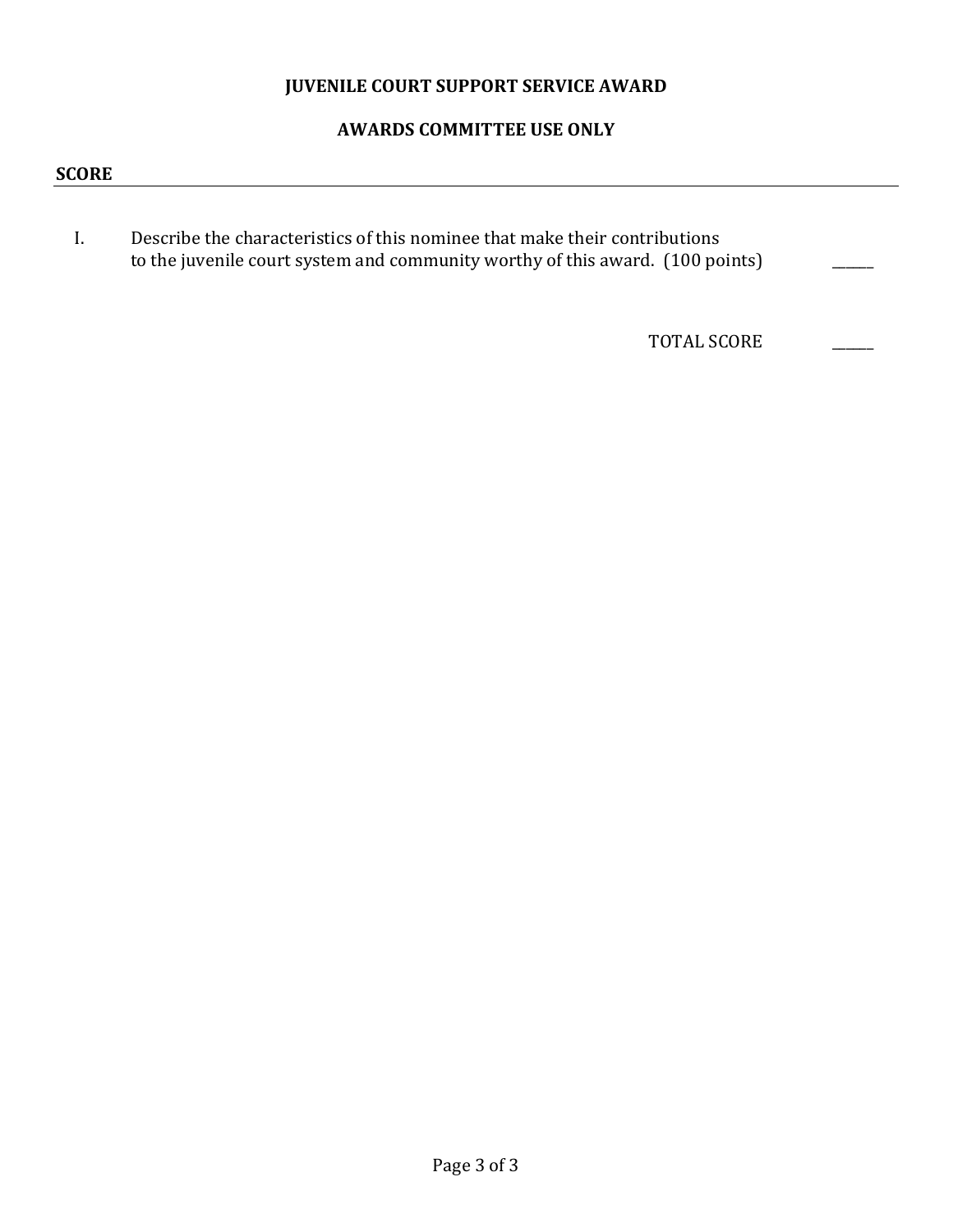# JUVENILE COURT SUPPORT SERVICE AWARD

## AWARDS COMMITTEE USE ONLY

**SCORE**

---

I. Describe the characteristics of this nominee that make their contributions to the juvenile court system and community worthy of this award. (100 points) ______

TOTAL SCORE ______